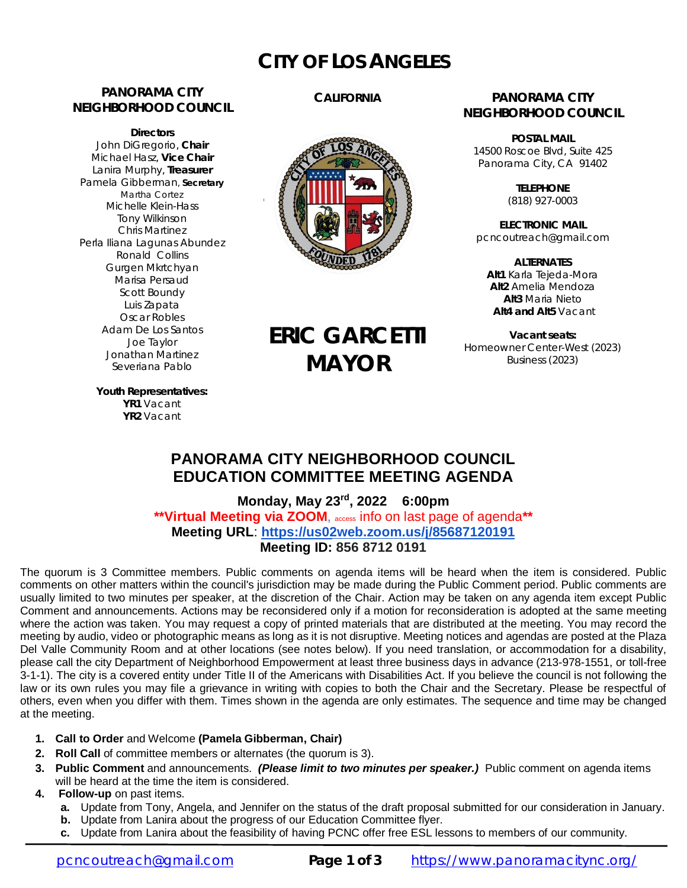# CITY OF LOS ANGELES

**PANORAMA CITY NEIGHBORHOOD COUNCIL**

**Directors**
John DiGregorio, **Chair**
Michael Hasz, **Vice Chair**
Lanira Murphy, **Treasurer**
Pamela Gibberman, **Secretary**
Martha Cortez
Michelle Klein-Hass
Tony Wilkinson
Chris Martinez
Perla Iliana Lagunas Abundez
Ronald Collins
Gurgen Mkrtchyan
Marisa Persaud
Scott Boundy
Luis Zapata
Oscar Robles
Adam De Los Santos
Joe Taylor
Jonathan Martinez
Severiana Pablo

**Youth Representatives:**
**YR1** Vacant
**YR2** Vacant

**CALIFORNIA**

**ERIC GARCETTI**
**MAYOR**

**PANORAMA CITY NEIGHBORHOOD COUNCIL**

**POSTAL MAIL**
14500 Roscoe Blvd, Suite 425
Panorama City, CA 91402

**TELEPHONE**
(818) 927-0003

**ELECTRONIC MAIL**
pcncoutreach@gmail.com

**ALTERNATES**
**Alt1** Karla Tejeda-Mora
**Alt2** Amelia Mendoza
**Alt3** Maria Nieto
**Alt4 and Alt5** Vacant

**Vacant seats:**
Homeowner Center-West (2023)
Business (2023)

## PANORAMA CITY NEIGHBORHOOD COUNCIL
## EDUCATION COMMITTEE MEETING AGENDA

**Monday, May 23rd, 2022 6:00pm**
**\*\*Virtual Meeting via ZOOM**, access info on last page of agenda**\*\***
**Meeting URL**: **https://us02web.zoom.us/j/85687120191**
**Meeting ID: 856 8712 0191**

The quorum is 3 Committee members. Public comments on agenda items will be heard when the item is considered. Public comments on other matters within the council's jurisdiction may be made during the Public Comment period. Public comments are usually limited to two minutes per speaker, at the discretion of the Chair. Action may be taken on any agenda item except Public Comment and announcements. Actions may be reconsidered only if a motion for reconsideration is adopted at the same meeting where the action was taken. You may request a copy of printed materials that are distributed at the meeting. You may record the meeting by audio, video or photographic means as long as it is not disruptive. Meeting notices and agendas are posted at the Plaza Del Valle Community Room and at other locations (see notes below). If you need translation, or accommodation for a disability, please call the city Department of Neighborhood Empowerment at least three business days in advance (213-978-1551, or toll-free 3-1-1). The city is a covered entity under Title II of the Americans with Disabilities Act. If you believe the council is not following the law or its own rules you may file a grievance in writing with copies to both the Chair and the Secretary. Please be respectful of others, even when you differ with them. Times shown in the agenda are only estimates. The sequence and time may be changed at the meeting.

1. **Call to Order** and Welcome **(Pamela Gibberman, Chair)**
2. **Roll Call** of committee members or alternates (the quorum is 3).
3. **Public Comment** and announcements. ***(Please limit to two minutes per speaker.)*** Public comment on agenda items will be heard at the time the item is considered.
4. **Follow-up** on past items.
   a. Update from Tony, Angela, and Jennifer on the status of the draft proposal submitted for our consideration in January.
   b. Update from Lanira about the progress of our Education Committee flyer.
   c. Update from Lanira about the feasibility of having PCNC offer free ESL lessons to members of our community.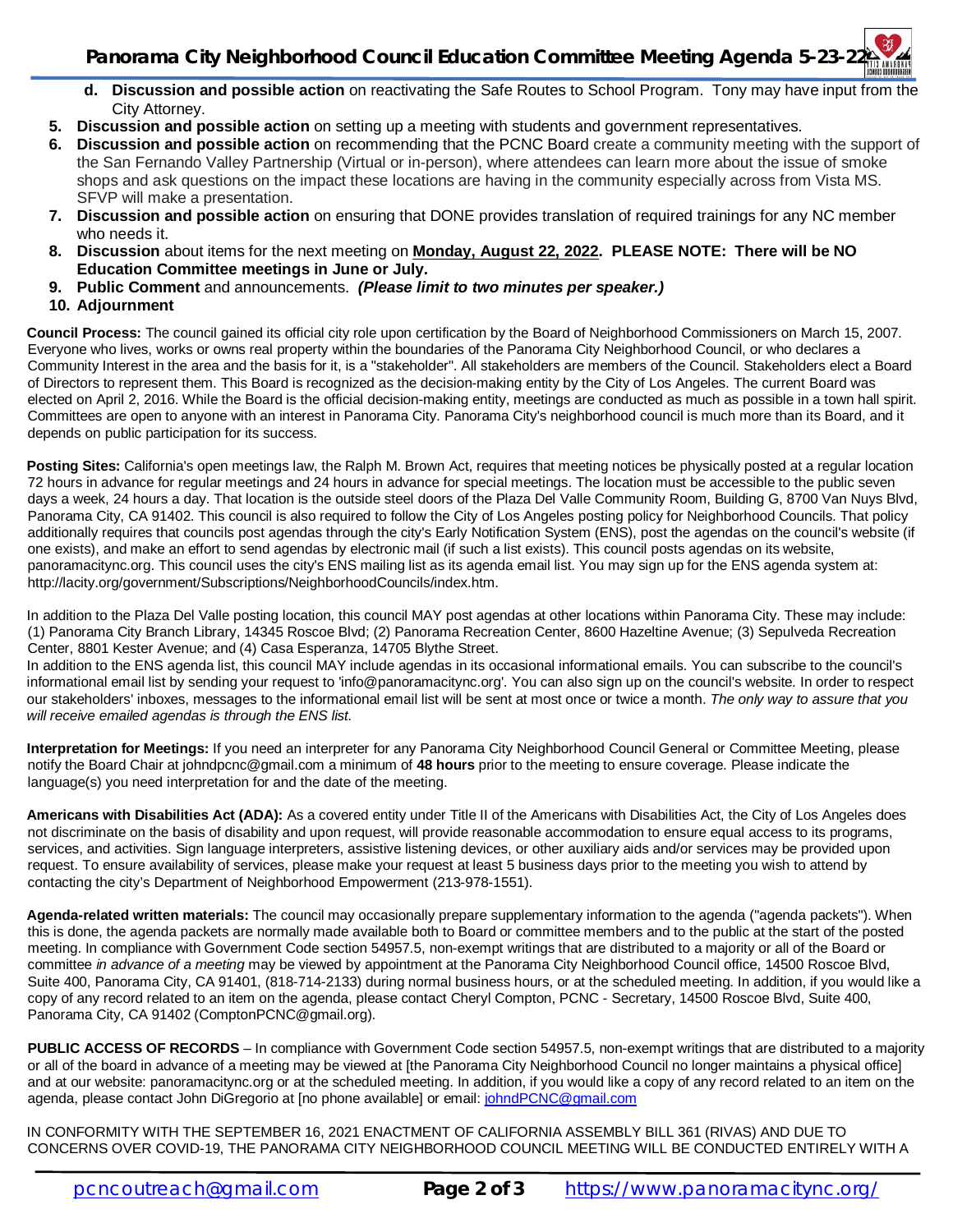d. **Discussion and possible action** on reactivating the Safe Routes to School Program. Tony may have input from the City Attorney.
5. **Discussion and possible action** on setting up a meeting with students and government representatives.
6. **Discussion and possible action** on recommending that the PCNC Board create a community meeting with the support of the San Fernando Valley Partnership (Virtual or in-person), where attendees can learn more about the issue of smoke shops and ask questions on the impact these locations are having in the community especially across from Vista MS. SFVP will make a presentation.
7. **Discussion and possible action** on ensuring that DONE provides translation of required trainings for any NC member who needs it.
8. **Discussion** about items for the next meeting on **<u>Monday, August 22, 2022</u>. PLEASE NOTE: There will be NO Education Committee meetings in June or July.**
9. **Public Comment** and announcements. ***(Please limit to two minutes per speaker.)***
10. **Adjournment**

**Council Process:** The council gained its official city role upon certification by the Board of Neighborhood Commissioners on March 15, 2007. Everyone who lives, works or owns real property within the boundaries of the Panorama City Neighborhood Council, or who declares a Community Interest in the area and the basis for it, is a "stakeholder". All stakeholders are members of the Council. Stakeholders elect a Board of Directors to represent them. This Board is recognized as the decision-making entity by the City of Los Angeles. The current Board was elected on April 2, 2016. While the Board is the official decision-making entity, meetings are conducted as much as possible in a town hall spirit. Committees are open to anyone with an interest in Panorama City. Panorama City's neighborhood council is much more than its Board, and it depends on public participation for its success.

**Posting Sites:** California's open meetings law, the Ralph M. Brown Act, requires that meeting notices be physically posted at a regular location 72 hours in advance for regular meetings and 24 hours in advance for special meetings. The location must be accessible to the public seven days a week, 24 hours a day. That location is the outside steel doors of the Plaza Del Valle Community Room, Building G, 8700 Van Nuys Blvd, Panorama City, CA 91402. This council is also required to follow the City of Los Angeles posting policy for Neighborhood Councils. That policy additionally requires that councils post agendas through the city's Early Notification System (ENS), post the agendas on the council's website (if one exists), and make an effort to send agendas by electronic mail (if such a list exists). This council posts agendas on its website, panoramacitync.org. This council uses the city's ENS mailing list as its agenda email list. You may sign up for the ENS agenda system at: http://lacity.org/government/Subscriptions/NeighborhoodCouncils/index.htm.

In addition to the Plaza Del Valle posting location, this council MAY post agendas at other locations within Panorama City. These may include: (1) Panorama City Branch Library, 14345 Roscoe Blvd; (2) Panorama Recreation Center, 8600 Hazeltine Avenue; (3) Sepulveda Recreation Center, 8801 Kester Avenue; and (4) Casa Esperanza, 14705 Blythe Street.
In addition to the ENS agenda list, this council MAY include agendas in its occasional informational emails. You can subscribe to the council's informational email list by sending your request to 'info@panoramacitync.org'. You can also sign up on the council's website. In order to respect our stakeholders' inboxes, messages to the informational email list will be sent at most once or twice a month. *The only way to assure that you will receive emailed agendas is through the ENS list.*

**Interpretation for Meetings:** If you need an interpreter for any Panorama City Neighborhood Council General or Committee Meeting, please notify the Board Chair at johndpcnc@gmail.com a minimum of **48 hours** prior to the meeting to ensure coverage. Please indicate the language(s) you need interpretation for and the date of the meeting.

**Americans with Disabilities Act (ADA):** As a covered entity under Title II of the Americans with Disabilities Act, the City of Los Angeles does not discriminate on the basis of disability and upon request, will provide reasonable accommodation to ensure equal access to its programs, services, and activities. Sign language interpreters, assistive listening devices, or other auxiliary aids and/or services may be provided upon request. To ensure availability of services, please make your request at least 5 business days prior to the meeting you wish to attend by contacting the city's Department of Neighborhood Empowerment (213-978-1551).

**Agenda-related written materials:** The council may occasionally prepare supplementary information to the agenda ("agenda packets"). When this is done, the agenda packets are normally made available both to Board or committee members and to the public at the start of the posted meeting. In compliance with Government Code section 54957.5, non-exempt writings that are distributed to a majority or all of the Board or committee *in advance of a meeting* may be viewed by appointment at the Panorama City Neighborhood Council office, 14500 Roscoe Blvd, Suite 400, Panorama City, CA 91401, (818-714-2133) during normal business hours, or at the scheduled meeting. In addition, if you would like a copy of any record related to an item on the agenda, please contact Cheryl Compton, PCNC - Secretary, 14500 Roscoe Blvd, Suite 400, Panorama City, CA 91402 (ComptonPCNC@gmail.org).

**PUBLIC ACCESS OF RECORDS** – In compliance with Government Code section 54957.5, non-exempt writings that are distributed to a majority or all of the board in advance of a meeting may be viewed at [the Panorama City Neighborhood Council no longer maintains a physical office] and at our website: panoramacitync.org or at the scheduled meeting. In addition, if you would like a copy of any record related to an item on the agenda, please contact John DiGregorio at [no phone available] or email: johndPCNC@gmail.com

IN CONFORMITY WITH THE SEPTEMBER 16, 2021 ENACTMENT OF CALIFORNIA ASSEMBLY BILL 361 (RIVAS) AND DUE TO CONCERNS OVER COVID-19, THE PANORAMA CITY NEIGHBORHOOD COUNCIL MEETING WILL BE CONDUCTED ENTIRELY WITH A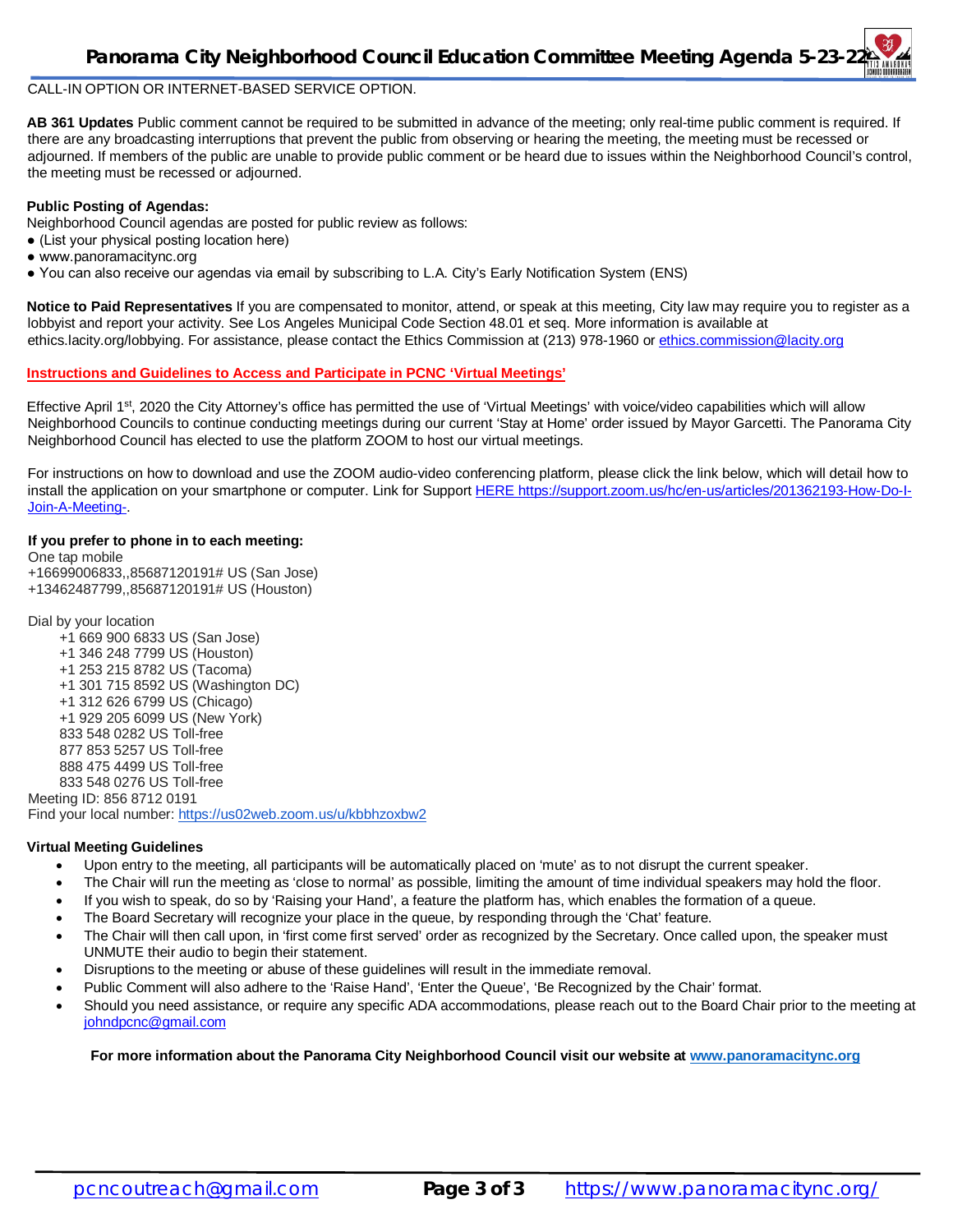CALL-IN OPTION OR INTERNET-BASED SERVICE OPTION.

**AB 361 Updates** Public comment cannot be required to be submitted in advance of the meeting; only real-time public comment is required. If there are any broadcasting interruptions that prevent the public from observing or hearing the meeting, the meeting must be recessed or adjourned. If members of the public are unable to provide public comment or be heard due to issues within the Neighborhood Council's control, the meeting must be recessed or adjourned.

**Public Posting of Agendas:**
Neighborhood Council agendas are posted for public review as follows:
- (List your physical posting location here)
- www.panoramacitync.org
- You can also receive our agendas via email by subscribing to L.A. City's Early Notification System (ENS)

**Notice to Paid Representatives** If you are compensated to monitor, attend, or speak at this meeting, City law may require you to register as a lobbyist and report your activity. See Los Angeles Municipal Code Section 48.01 et seq. More information is available at ethics.lacity.org/lobbying. For assistance, please contact the Ethics Commission at (213) 978-1960 or ethics.commission@lacity.org

**Instructions and Guidelines to Access and Participate in PCNC 'Virtual Meetings'**

Effective April 1st, 2020 the City Attorney's office has permitted the use of 'Virtual Meetings' with voice/video capabilities which will allow Neighborhood Councils to continue conducting meetings during our current 'Stay at Home' order issued by Mayor Garcetti. The Panorama City Neighborhood Council has elected to use the platform ZOOM to host our virtual meetings.

For instructions on how to download and use the ZOOM audio-video conferencing platform, please click the link below, which will detail how to install the application on your smartphone or computer. Link for Support HERE https://support.zoom.us/hc/en-us/articles/201362193-How-Do-I-Join-A-Meeting-.

**If you prefer to phone in to each meeting:**
One tap mobile
+16699006833,,85687120191# US (San Jose)
+13462487799,,85687120191# US (Houston)

Dial by your location
+1 669 900 6833 US (San Jose)
+1 346 248 7799 US (Houston)
+1 253 215 8782 US (Tacoma)
+1 301 715 8592 US (Washington DC)
+1 312 626 6799 US (Chicago)
+1 929 205 6099 US (New York)
833 548 0282 US Toll-free
877 853 5257 US Toll-free
888 475 4499 US Toll-free
833 548 0276 US Toll-free
Meeting ID: 856 8712 0191
Find your local number: https://us02web.zoom.us/u/kbbhzoxbw2

**Virtual Meeting Guidelines**
- Upon entry to the meeting, all participants will be automatically placed on 'mute' as to not disrupt the current speaker.
- The Chair will run the meeting as 'close to normal' as possible, limiting the amount of time individual speakers may hold the floor.
- If you wish to speak, do so by 'Raising your Hand', a feature the platform has, which enables the formation of a queue.
- The Board Secretary will recognize your place in the queue, by responding through the 'Chat' feature.
- The Chair will then call upon, in 'first come first served' order as recognized by the Secretary. Once called upon, the speaker must UNMUTE their audio to begin their statement.
- Disruptions to the meeting or abuse of these guidelines will result in the immediate removal.
- Public Comment will also adhere to the 'Raise Hand', 'Enter the Queue', 'Be Recognized by the Chair' format.
- Should you need assistance, or require any specific ADA accommodations, please reach out to the Board Chair prior to the meeting at johndpcnc@gmail.com

**For more information about the Panorama City Neighborhood Council visit our website at www.panoramacitync.org**